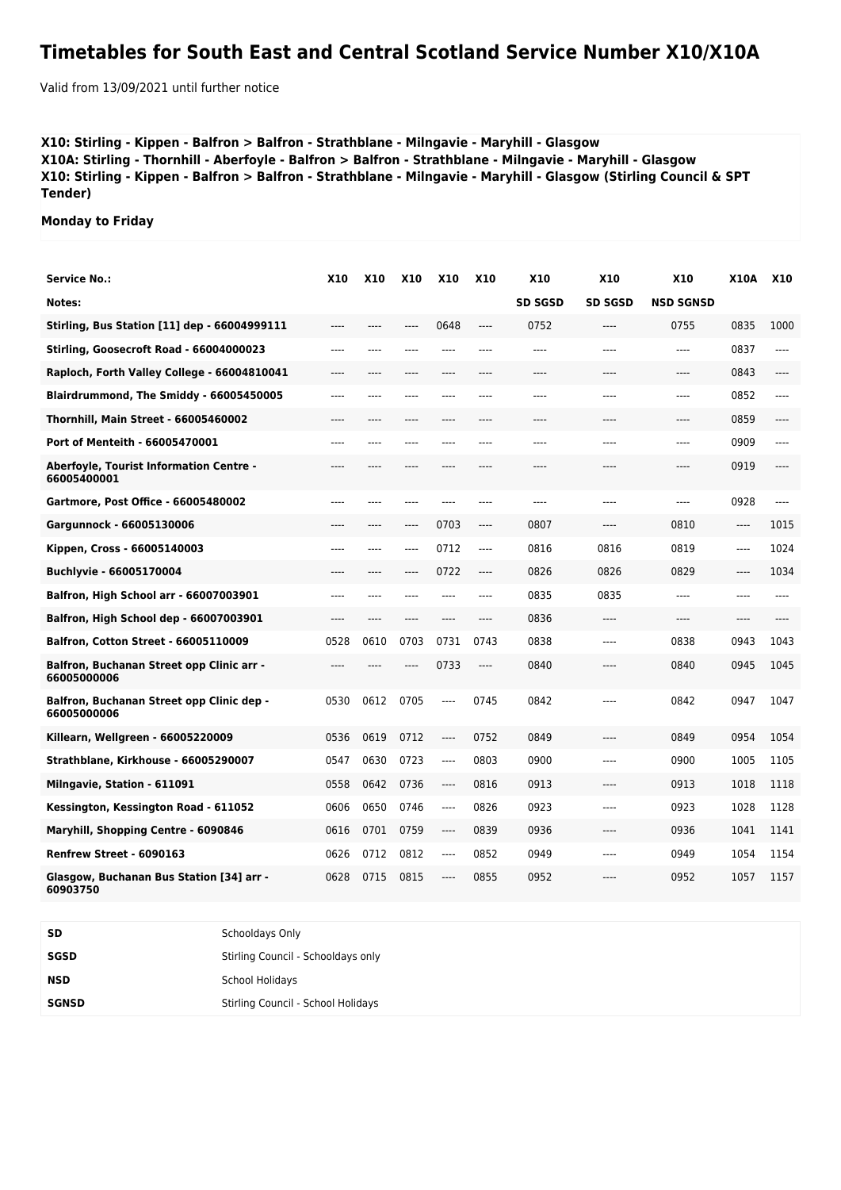# Timetables for South East and Central Scotland Service Number X10/X10A

Valid from 13/09/2021 until further notice

**X10: Stirling - Kippen - Balfron > Balfron - Strathblane - Milngavie - Maryhill - Glasgow**
**X10A: Stirling - Thornhill - Aberfoyle - Balfron > Balfron - Strathblane - Milngavie - Maryhill - Glasgow**
**X10: Stirling - Kippen - Balfron > Balfron - Strathblane - Milngavie - Maryhill - Glasgow (Stirling Council & SPT Tender)**

**Monday to Friday**

| Service No.: | X10 | X10 | X10 | X10 | X10 | X10 | X10 | X10 | X10A | X10 |
|---|---|---|---|---|---|---|---|---|---|---|
| Notes: | | | | | | SD SGSD | SD SGSD | NSD SGNSD | | |
| Stirling, Bus Station [11] dep - 66004999111 | ---- | ---- | ---- | 0648 | ---- | 0752 | ---- | 0755 | 0835 | 1000 |
| Stirling, Goosecroft Road - 66004000023 | ---- | ---- | ---- | ---- | ---- | ---- | ---- | ---- | 0837 | ---- |
| Raploch, Forth Valley College - 66004810041 | ---- | ---- | ---- | ---- | ---- | ---- | ---- | ---- | 0843 | ---- |
| Blairdrummond, The Smiddy - 66005450005 | ---- | ---- | ---- | ---- | ---- | ---- | ---- | ---- | 0852 | ---- |
| Thornhill, Main Street - 66005460002 | ---- | ---- | ---- | ---- | ---- | ---- | ---- | ---- | 0859 | ---- |
| Port of Menteith - 66005470001 | ---- | ---- | ---- | ---- | ---- | ---- | ---- | ---- | 0909 | ---- |
| Aberfoyle, Tourist Information Centre - 66005400001 | ---- | ---- | ---- | ---- | ---- | ---- | ---- | ---- | 0919 | ---- |
| Gartmore, Post Office - 66005480002 | ---- | ---- | ---- | ---- | ---- | ---- | ---- | ---- | 0928 | ---- |
| Gargunnock - 66005130006 | ---- | ---- | ---- | 0703 | ---- | 0807 | ---- | 0810 | ---- | 1015 |
| Kippen, Cross - 66005140003 | ---- | ---- | ---- | 0712 | ---- | 0816 | 0816 | 0819 | ---- | 1024 |
| Buchlyvie - 66005170004 | ---- | ---- | ---- | 0722 | ---- | 0826 | 0826 | 0829 | ---- | 1034 |
| Balfron, High School arr - 66007003901 | ---- | ---- | ---- | ---- | ---- | 0835 | 0835 | ---- | ---- | ---- |
| Balfron, High School dep - 66007003901 | ---- | ---- | ---- | ---- | ---- | 0836 | ---- | ---- | ---- | ---- |
| Balfron, Cotton Street - 66005110009 | 0528 | 0610 | 0703 | 0731 | 0743 | 0838 | ---- | 0838 | 0943 | 1043 |
| Balfron, Buchanan Street opp Clinic arr - 66005000006 | ---- | ---- | ---- | 0733 | ---- | 0840 | ---- | 0840 | 0945 | 1045 |
| Balfron, Buchanan Street opp Clinic dep - 66005000006 | 0530 | 0612 | 0705 | ---- | 0745 | 0842 | ---- | 0842 | 0947 | 1047 |
| Killearn, Wellgreen - 66005220009 | 0536 | 0619 | 0712 | ---- | 0752 | 0849 | ---- | 0849 | 0954 | 1054 |
| Strathblane, Kirkhouse - 66005290007 | 0547 | 0630 | 0723 | ---- | 0803 | 0900 | ---- | 0900 | 1005 | 1105 |
| Milngavie, Station - 611091 | 0558 | 0642 | 0736 | ---- | 0816 | 0913 | ---- | 0913 | 1018 | 1118 |
| Kessington, Kessington Road - 611052 | 0606 | 0650 | 0746 | ---- | 0826 | 0923 | ---- | 0923 | 1028 | 1128 |
| Maryhill, Shopping Centre - 6090846 | 0616 | 0701 | 0759 | ---- | 0839 | 0936 | ---- | 0936 | 1041 | 1141 |
| Renfrew Street - 6090163 | 0626 | 0712 | 0812 | ---- | 0852 | 0949 | ---- | 0949 | 1054 | 1154 |
| Glasgow, Buchanan Bus Station [34] arr - 60903750 | 0628 | 0715 | 0815 | ---- | 0855 | 0952 | ---- | 0952 | 1057 | 1157 |

| | |
|---|---|
| **SD** | Schooldays Only |
| **SGSD** | Stirling Council - Schooldays only |
| **NSD** | School Holidays |
| **SGNSD** | Stirling Council - School Holidays |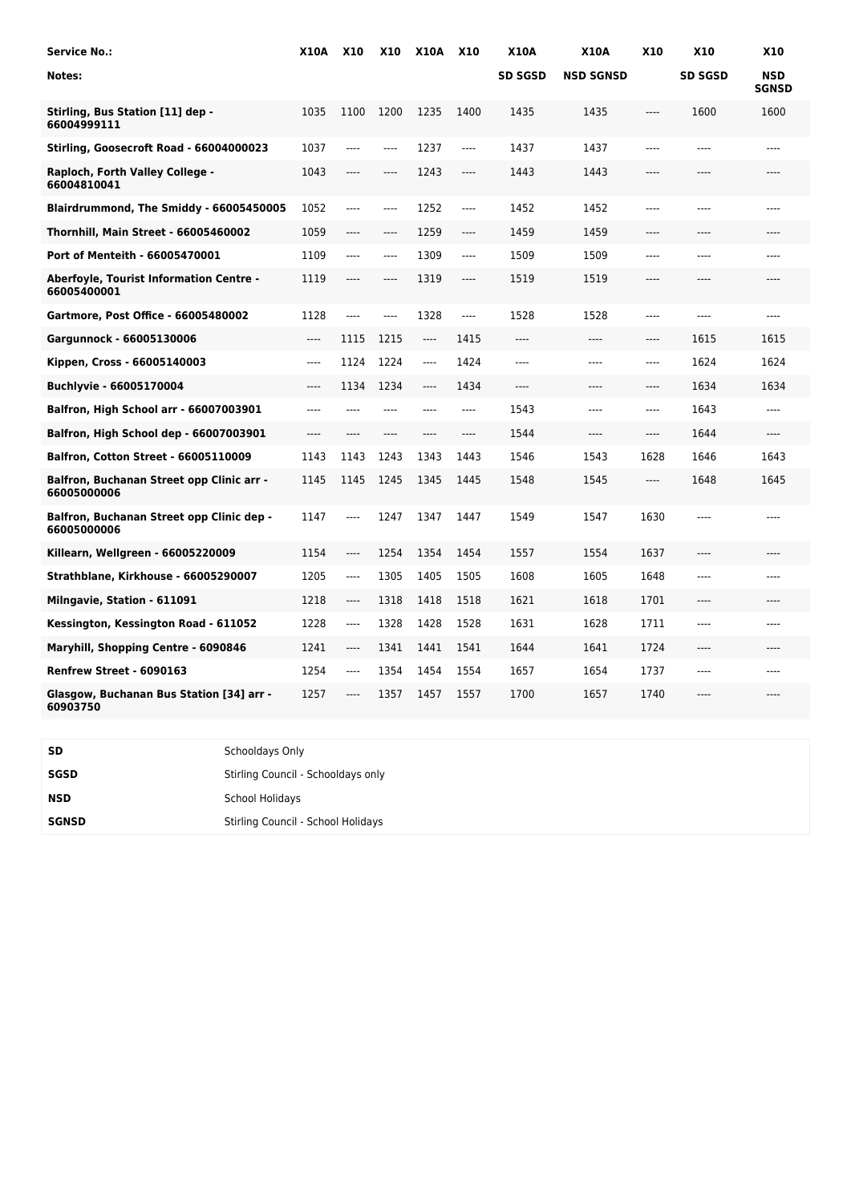| Service No.: | X10A | X10 | X10 | X10A | X10 | X10A | X10A | X10 | X10 | X10 |
|---|---|---|---|---|---|---|---|---|---|---|
| Notes: | | | | | | SD SGSD | NSD SGNSD | | SD SGSD | NSD SGNSD |
| Stirling, Bus Station [11] dep - 66004999111 | 1035 | 1100 | 1200 | 1235 | 1400 | 1435 | 1435 | ---- | 1600 | 1600 |
| Stirling, Goosecroft Road - 66004000023 | 1037 | ---- | ---- | 1237 | ---- | 1437 | 1437 | ---- | ---- | ---- |
| Raploch, Forth Valley College - 66004810041 | 1043 | ---- | ---- | 1243 | ---- | 1443 | 1443 | ---- | ---- | ---- |
| Blairdrummond, The Smiddy - 66005450005 | 1052 | ---- | ---- | 1252 | ---- | 1452 | 1452 | ---- | ---- | ---- |
| Thornhill, Main Street - 66005460002 | 1059 | ---- | ---- | 1259 | ---- | 1459 | 1459 | ---- | ---- | ---- |
| Port of Menteith - 66005470001 | 1109 | ---- | ---- | 1309 | ---- | 1509 | 1509 | ---- | ---- | ---- |
| Aberfoyle, Tourist Information Centre - 66005400001 | 1119 | ---- | ---- | 1319 | ---- | 1519 | 1519 | ---- | ---- | ---- |
| Gartmore, Post Office - 66005480002 | 1128 | ---- | ---- | 1328 | ---- | 1528 | 1528 | ---- | ---- | ---- |
| Gargunnock - 66005130006 | ---- | 1115 | 1215 | ---- | 1415 | ---- | ---- | ---- | 1615 | 1615 |
| Kippen, Cross - 66005140003 | ---- | 1124 | 1224 | ---- | 1424 | ---- | ---- | ---- | 1624 | 1624 |
| Buchlyvie - 66005170004 | ---- | 1134 | 1234 | ---- | 1434 | ---- | ---- | ---- | 1634 | 1634 |
| Balfron, High School arr - 66007003901 | ---- | ---- | ---- | ---- | ---- | 1543 | ---- | ---- | 1643 | ---- |
| Balfron, High School dep - 66007003901 | ---- | ---- | ---- | ---- | ---- | 1544 | ---- | ---- | 1644 | ---- |
| Balfron, Cotton Street - 66005110009 | 1143 | 1143 | 1243 | 1343 | 1443 | 1546 | 1543 | 1628 | 1646 | 1643 |
| Balfron, Buchanan Street opp Clinic arr - 66005000006 | 1145 | 1145 | 1245 | 1345 | 1445 | 1548 | 1545 | ---- | 1648 | 1645 |
| Balfron, Buchanan Street opp Clinic dep - 66005000006 | 1147 | ---- | 1247 | 1347 | 1447 | 1549 | 1547 | 1630 | ---- | ---- |
| Killearn, Wellgreen - 66005220009 | 1154 | ---- | 1254 | 1354 | 1454 | 1557 | 1554 | 1637 | ---- | ---- |
| Strathblane, Kirkhouse - 66005290007 | 1205 | ---- | 1305 | 1405 | 1505 | 1608 | 1605 | 1648 | ---- | ---- |
| Milngavie, Station - 611091 | 1218 | ---- | 1318 | 1418 | 1518 | 1621 | 1618 | 1701 | ---- | ---- |
| Kessington, Kessington Road - 611052 | 1228 | ---- | 1328 | 1428 | 1528 | 1631 | 1628 | 1711 | ---- | ---- |
| Maryhill, Shopping Centre - 6090846 | 1241 | ---- | 1341 | 1441 | 1541 | 1644 | 1641 | 1724 | ---- | ---- |
| Renfrew Street - 6090163 | 1254 | ---- | 1354 | 1454 | 1554 | 1657 | 1654 | 1737 | ---- | ---- |
| Glasgow, Buchanan Bus Station [34] arr - 60903750 | 1257 | ---- | 1357 | 1457 | 1557 | 1700 | 1657 | 1740 | ---- | ---- |

| | |
|---|---|
| SD | Schooldays Only |
| SGSD | Stirling Council - Schooldays only |
| NSD | School Holidays |
| SGNSD | Stirling Council - School Holidays |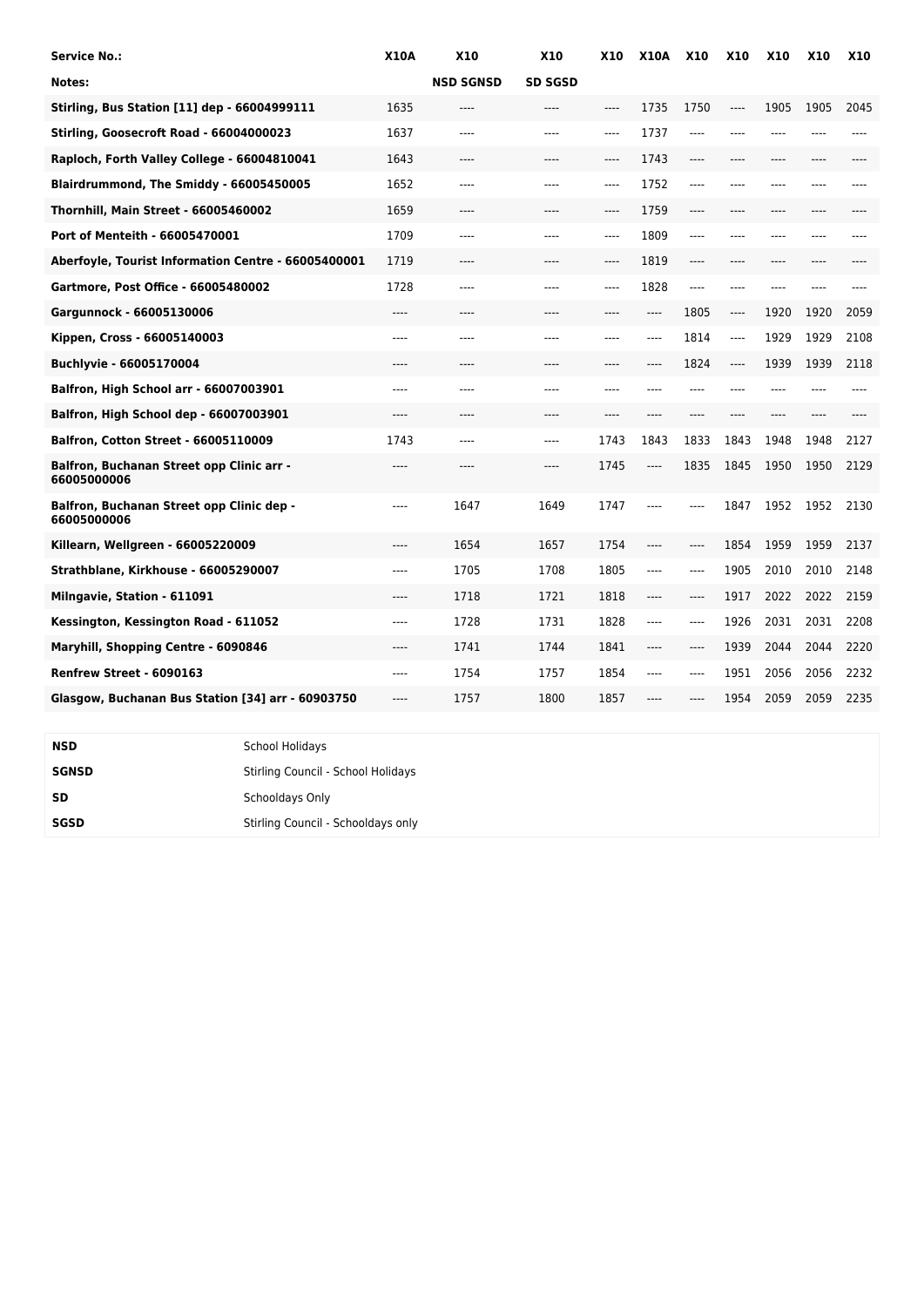| Service No.: | X10A | X10 | X10 | X10 | X10A | X10 | X10 | X10 | X10 | X10 |
|---|---|---|---|---|---|---|---|---|---|---|
| Notes: | | NSD SGNSD | SD SGSD | | | | | | | |
| Stirling, Bus Station [11] dep - 66004999111 | 1635 | ---- | ---- | ---- | 1735 | 1750 | ---- | 1905 | 1905 | 2045 |
| Stirling, Goosecroft Road - 66004000023 | 1637 | ---- | ---- | ---- | 1737 | ---- | ---- | ---- | ---- | ---- |
| Raploch, Forth Valley College - 66004810041 | 1643 | ---- | ---- | ---- | 1743 | ---- | ---- | ---- | ---- | ---- |
| Blairdrummond, The Smiddy - 66005450005 | 1652 | ---- | ---- | ---- | 1752 | ---- | ---- | ---- | ---- | ---- |
| Thornhill, Main Street - 66005460002 | 1659 | ---- | ---- | ---- | 1759 | ---- | ---- | ---- | ---- | ---- |
| Port of Menteith - 66005470001 | 1709 | ---- | ---- | ---- | 1809 | ---- | ---- | ---- | ---- | ---- |
| Aberfoyle, Tourist Information Centre - 66005400001 | 1719 | ---- | ---- | ---- | 1819 | ---- | ---- | ---- | ---- | ---- |
| Gartmore, Post Office - 66005480002 | 1728 | ---- | ---- | ---- | 1828 | ---- | ---- | ---- | ---- | ---- |
| Gargunnock - 66005130006 | ---- | ---- | ---- | ---- | ---- | 1805 | ---- | 1920 | 1920 | 2059 |
| Kippen, Cross - 66005140003 | ---- | ---- | ---- | ---- | ---- | 1814 | ---- | 1929 | 1929 | 2108 |
| Buchlyvie - 66005170004 | ---- | ---- | ---- | ---- | ---- | 1824 | ---- | 1939 | 1939 | 2118 |
| Balfron, High School arr - 66007003901 | ---- | ---- | ---- | ---- | ---- | ---- | ---- | ---- | ---- | ---- |
| Balfron, High School dep - 66007003901 | ---- | ---- | ---- | ---- | ---- | ---- | ---- | ---- | ---- | ---- |
| Balfron, Cotton Street - 66005110009 | 1743 | ---- | ---- | 1743 | 1843 | 1833 | 1843 | 1948 | 1948 | 2127 |
| Balfron, Buchanan Street opp Clinic arr - 66005000006 | ---- | ---- | ---- | 1745 | ---- | 1835 | 1845 | 1950 | 1950 | 2129 |
| Balfron, Buchanan Street opp Clinic dep - 66005000006 | ---- | 1647 | 1649 | 1747 | ---- | ---- | 1847 | 1952 | 1952 | 2130 |
| Killearn, Wellgreen - 66005220009 | ---- | 1654 | 1657 | 1754 | ---- | ---- | 1854 | 1959 | 1959 | 2137 |
| Strathblane, Kirkhouse - 66005290007 | ---- | 1705 | 1708 | 1805 | ---- | ---- | 1905 | 2010 | 2010 | 2148 |
| Milngavie, Station - 611091 | ---- | 1718 | 1721 | 1818 | ---- | ---- | 1917 | 2022 | 2022 | 2159 |
| Kessington, Kessington Road - 611052 | ---- | 1728 | 1731 | 1828 | ---- | ---- | 1926 | 2031 | 2031 | 2208 |
| Maryhill, Shopping Centre - 6090846 | ---- | 1741 | 1744 | 1841 | ---- | ---- | 1939 | 2044 | 2044 | 2220 |
| Renfrew Street - 6090163 | ---- | 1754 | 1757 | 1854 | ---- | ---- | 1951 | 2056 | 2056 | 2232 |
| Glasgow, Buchanan Bus Station [34] arr - 60903750 | ---- | 1757 | 1800 | 1857 | ---- | ---- | 1954 | 2059 | 2059 | 2235 |

| | |
|---|---|
| NSD | School Holidays |
| SGNSD | Stirling Council - School Holidays |
| SD | Schooldays Only |
| SGSD | Stirling Council - Schooldays only |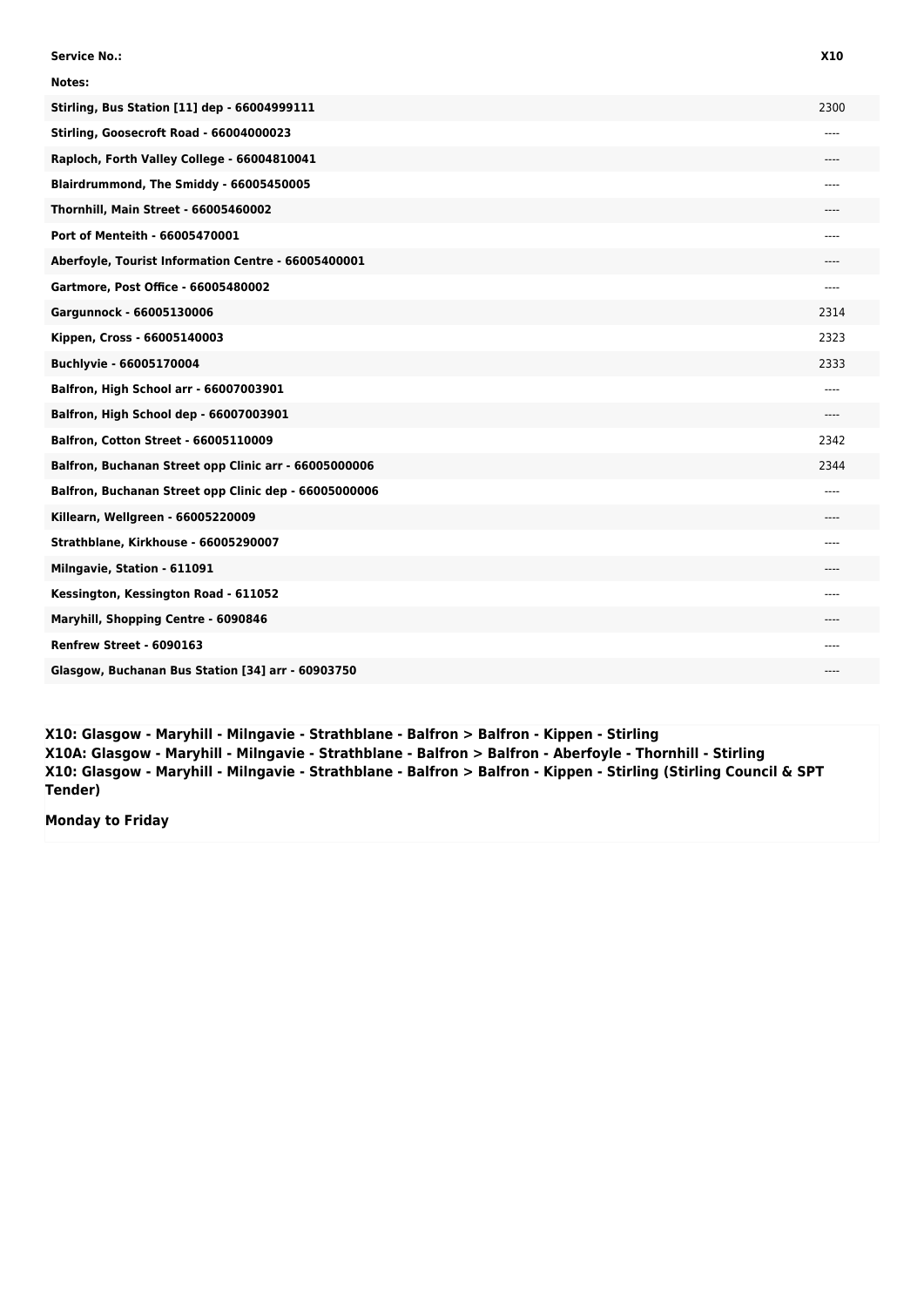| Service No.: | X10 |
|---|---|
| Notes: | |
| Stirling, Bus Station [11] dep - 66004999111 | 2300 |
| Stirling, Goosecroft Road - 66004000023 | ---- |
| Raploch, Forth Valley College - 66004810041 | ---- |
| Blairdrummond, The Smiddy - 66005450005 | ---- |
| Thornhill, Main Street - 66005460002 | ---- |
| Port of Menteith - 66005470001 | ---- |
| Aberfoyle, Tourist Information Centre - 66005400001 | ---- |
| Gartmore, Post Office - 66005480002 | ---- |
| Gargunnock - 66005130006 | 2314 |
| Kippen, Cross - 66005140003 | 2323 |
| Buchlyvie - 66005170004 | 2333 |
| Balfron, High School arr - 66007003901 | ---- |
| Balfron, High School dep - 66007003901 | ---- |
| Balfron, Cotton Street - 66005110009 | 2342 |
| Balfron, Buchanan Street opp Clinic arr - 66005000006 | 2344 |
| Balfron, Buchanan Street opp Clinic dep - 66005000006 | ---- |
| Killearn, Wellgreen - 66005220009 | ---- |
| Strathblane, Kirkhouse - 66005290007 | ---- |
| Milngavie, Station - 611091 | ---- |
| Kessington, Kessington Road - 611052 | ---- |
| Maryhill, Shopping Centre - 6090846 | ---- |
| Renfrew Street - 6090163 | ---- |
| Glasgow, Buchanan Bus Station [34] arr - 60903750 | ---- |

**X10: Glasgow - Maryhill - Milngavie - Strathblane - Balfron > Balfron - Kippen - Stirling**
**X10A: Glasgow - Maryhill - Milngavie - Strathblane - Balfron > Balfron - Aberfoyle - Thornhill - Stirling**
**X10: Glasgow - Maryhill - Milngavie - Strathblane - Balfron > Balfron - Kippen - Stirling (Stirling Council & SPT Tender)**

**Monday to Friday**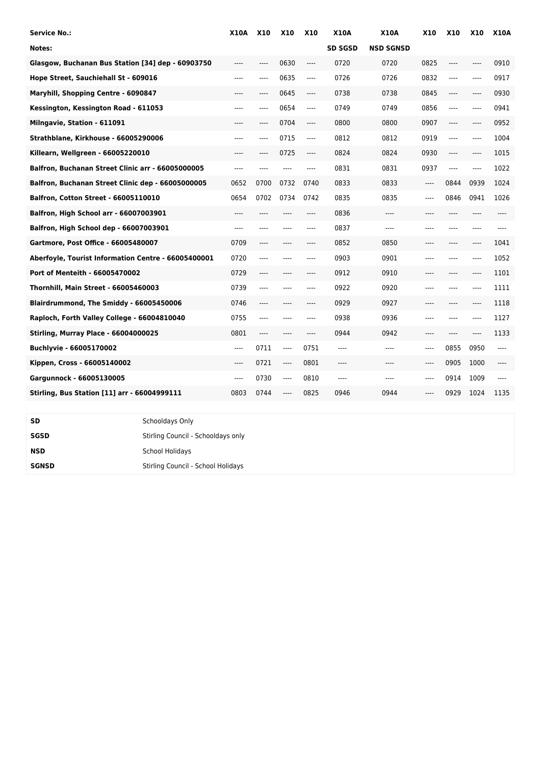| Service No.: | X10A | X10 | X10 | X10 | X10A | X10A | X10 | X10 | X10 | X10A |
|---|---|---|---|---|---|---|---|---|---|---|
| Notes: | | | | | SD SGSD | NSD SGNSD | | | | |
| Glasgow, Buchanan Bus Station [34] dep - 60903750 | ---- | ---- | 0630 | ---- | 0720 | 0720 | 0825 | ---- | ---- | 0910 |
| Hope Street, Sauchiehall St - 609016 | ---- | ---- | 0635 | ---- | 0726 | 0726 | 0832 | ---- | ---- | 0917 |
| Maryhill, Shopping Centre - 6090847 | ---- | ---- | 0645 | ---- | 0738 | 0738 | 0845 | ---- | ---- | 0930 |
| Kessington, Kessington Road - 611053 | ---- | ---- | 0654 | ---- | 0749 | 0749 | 0856 | ---- | ---- | 0941 |
| Milngavie, Station - 611091 | ---- | ---- | 0704 | ---- | 0800 | 0800 | 0907 | ---- | ---- | 0952 |
| Strathblane, Kirkhouse - 66005290006 | ---- | ---- | 0715 | ---- | 0812 | 0812 | 0919 | ---- | ---- | 1004 |
| Killearn, Wellgreen - 66005220010 | ---- | ---- | 0725 | ---- | 0824 | 0824 | 0930 | ---- | ---- | 1015 |
| Balfron, Buchanan Street Clinic arr - 66005000005 | ---- | ---- | ---- | ---- | 0831 | 0831 | 0937 | ---- | ---- | 1022 |
| Balfron, Buchanan Street Clinic dep - 66005000005 | 0652 | 0700 | 0732 | 0740 | 0833 | 0833 | ---- | 0844 | 0939 | 1024 |
| Balfron, Cotton Street - 66005110010 | 0654 | 0702 | 0734 | 0742 | 0835 | 0835 | ---- | 0846 | 0941 | 1026 |
| Balfron, High School arr - 66007003901 | ---- | ---- | ---- | ---- | 0836 | ---- | ---- | ---- | ---- | ---- |
| Balfron, High School dep - 66007003901 | ---- | ---- | ---- | ---- | 0837 | ---- | ---- | ---- | ---- | ---- |
| Gartmore, Post Office - 66005480007 | 0709 | ---- | ---- | ---- | 0852 | 0850 | ---- | ---- | ---- | 1041 |
| Aberfoyle, Tourist Information Centre - 66005400001 | 0720 | ---- | ---- | ---- | 0903 | 0901 | ---- | ---- | ---- | 1052 |
| Port of Menteith - 66005470002 | 0729 | ---- | ---- | ---- | 0912 | 0910 | ---- | ---- | ---- | 1101 |
| Thornhill, Main Street - 66005460003 | 0739 | ---- | ---- | ---- | 0922 | 0920 | ---- | ---- | ---- | 1111 |
| Blairdrummond, The Smiddy - 66005450006 | 0746 | ---- | ---- | ---- | 0929 | 0927 | ---- | ---- | ---- | 1118 |
| Raploch, Forth Valley College - 66004810040 | 0755 | ---- | ---- | ---- | 0938 | 0936 | ---- | ---- | ---- | 1127 |
| Stirling, Murray Place - 66004000025 | 0801 | ---- | ---- | ---- | 0944 | 0942 | ---- | ---- | ---- | 1133 |
| Buchlyvie - 66005170002 | ---- | 0711 | ---- | 0751 | ---- | ---- | ---- | 0855 | 0950 | ---- |
| Kippen, Cross - 66005140002 | ---- | 0721 | ---- | 0801 | ---- | ---- | ---- | 0905 | 1000 | ---- |
| Gargunnock - 66005130005 | ---- | 0730 | ---- | 0810 | ---- | ---- | ---- | 0914 | 1009 | ---- |
| Stirling, Bus Station [11] arr - 66004999111 | 0803 | 0744 | ---- | 0825 | 0946 | 0944 | ---- | 0929 | 1024 | 1135 |

| | |
|---|---|
| SD | Schooldays Only |
| SGSD | Stirling Council - Schooldays only |
| NSD | School Holidays |
| SGNSD | Stirling Council - School Holidays |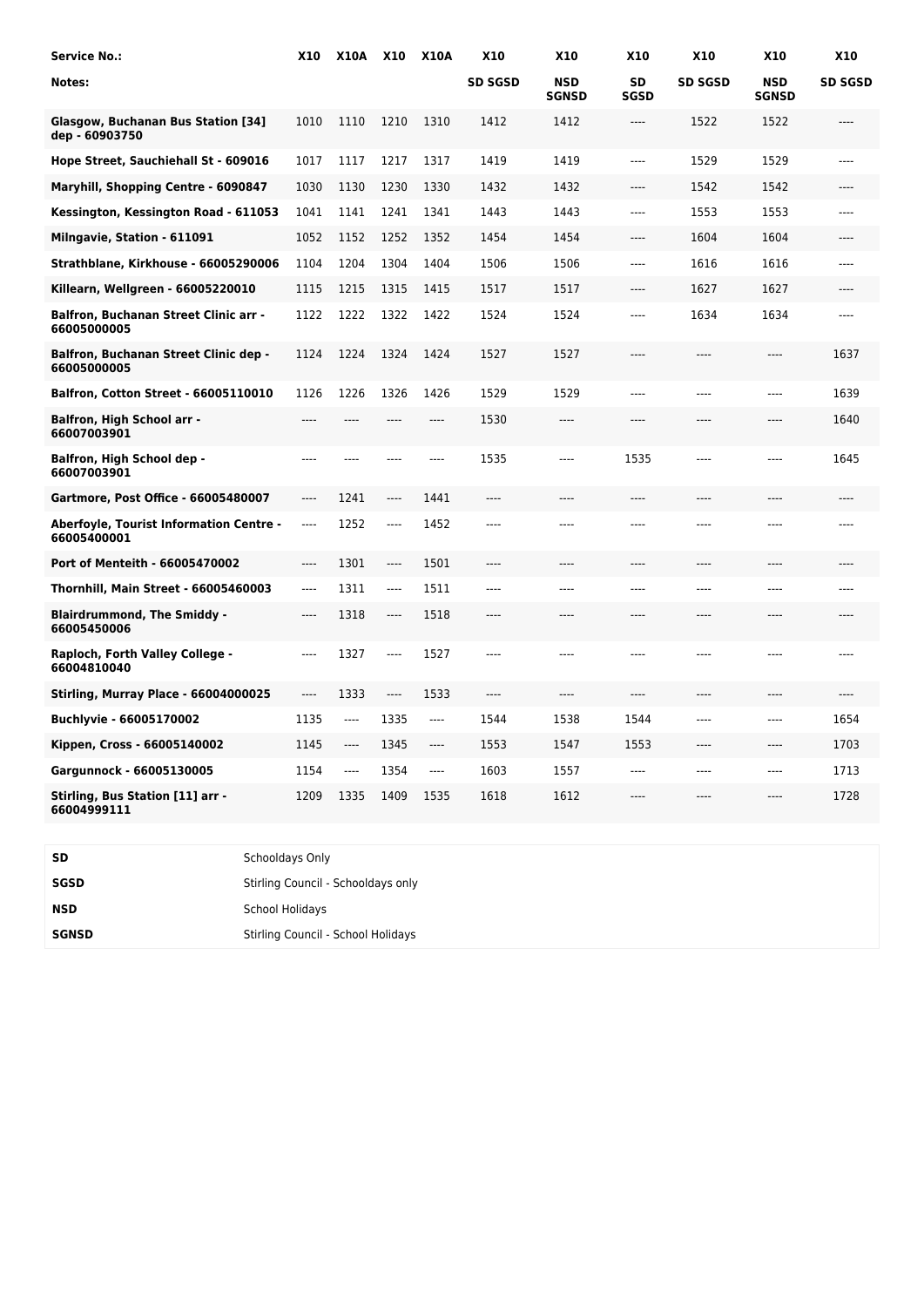| Service No.: | X10 | X10A | X10 | X10A | X10 | X10 | X10 | X10 | X10 | X10 |
|---|---|---|---|---|---|---|---|---|---|---|
| Notes: | | | | | SD SGSD | NSD SGNSD | SD SGSD | SD SGSD | NSD SGNSD | SD SGSD |
| Glasgow, Buchanan Bus Station [34] dep - 60903750 | 1010 | 1110 | 1210 | 1310 | 1412 | 1412 | ---- | 1522 | 1522 | ---- |
| Hope Street, Sauchiehall St - 609016 | 1017 | 1117 | 1217 | 1317 | 1419 | 1419 | ---- | 1529 | 1529 | ---- |
| Maryhill, Shopping Centre - 6090847 | 1030 | 1130 | 1230 | 1330 | 1432 | 1432 | ---- | 1542 | 1542 | ---- |
| Kessington, Kessington Road - 611053 | 1041 | 1141 | 1241 | 1341 | 1443 | 1443 | ---- | 1553 | 1553 | ---- |
| Milngavie, Station - 611091 | 1052 | 1152 | 1252 | 1352 | 1454 | 1454 | ---- | 1604 | 1604 | ---- |
| Strathblane, Kirkhouse - 66005290006 | 1104 | 1204 | 1304 | 1404 | 1506 | 1506 | ---- | 1616 | 1616 | ---- |
| Killearn, Wellgreen - 66005220010 | 1115 | 1215 | 1315 | 1415 | 1517 | 1517 | ---- | 1627 | 1627 | ---- |
| Balfron, Buchanan Street Clinic arr - 66005000005 | 1122 | 1222 | 1322 | 1422 | 1524 | 1524 | ---- | 1634 | 1634 | ---- |
| Balfron, Buchanan Street Clinic dep - 66005000005 | 1124 | 1224 | 1324 | 1424 | 1527 | 1527 | ---- | ---- | ---- | 1637 |
| Balfron, Cotton Street - 66005110010 | 1126 | 1226 | 1326 | 1426 | 1529 | 1529 | ---- | ---- | ---- | 1639 |
| Balfron, High School arr - 66007003901 | ---- | ---- | ---- | ---- | 1530 | ---- | ---- | ---- | ---- | 1640 |
| Balfron, High School dep - 66007003901 | ---- | ---- | ---- | ---- | 1535 | ---- | 1535 | ---- | ---- | 1645 |
| Gartmore, Post Office - 66005480007 | ---- | 1241 | ---- | 1441 | ---- | ---- | ---- | ---- | ---- | ---- |
| Aberfoyle, Tourist Information Centre - 66005400001 | ---- | 1252 | ---- | 1452 | ---- | ---- | ---- | ---- | ---- | ---- |
| Port of Menteith - 66005470002 | ---- | 1301 | ---- | 1501 | ---- | ---- | ---- | ---- | ---- | ---- |
| Thornhill, Main Street - 66005460003 | ---- | 1311 | ---- | 1511 | ---- | ---- | ---- | ---- | ---- | ---- |
| Blairdrummond, The Smiddy - 66005450006 | ---- | 1318 | ---- | 1518 | ---- | ---- | ---- | ---- | ---- | ---- |
| Raploch, Forth Valley College - 66004810040 | ---- | 1327 | ---- | 1527 | ---- | ---- | ---- | ---- | ---- | ---- |
| Stirling, Murray Place - 66004000025 | ---- | 1333 | ---- | 1533 | ---- | ---- | ---- | ---- | ---- | ---- |
| Buchlyvie - 66005170002 | 1135 | ---- | 1335 | ---- | 1544 | 1538 | 1544 | ---- | ---- | 1654 |
| Kippen, Cross - 66005140002 | 1145 | ---- | 1345 | ---- | 1553 | 1547 | 1553 | ---- | ---- | 1703 |
| Gargunnock - 66005130005 | 1154 | ---- | 1354 | ---- | 1603 | 1557 | ---- | ---- | ---- | 1713 |
| Stirling, Bus Station [11] arr - 66004999111 | 1209 | 1335 | 1409 | 1535 | 1618 | 1612 | ---- | ---- | ---- | 1728 |

| | |
|---|---|
| **SD** | Schooldays Only |
| **SGSD** | Stirling Council - Schooldays only |
| **NSD** | School Holidays |
| **SGNSD** | Stirling Council - School Holidays |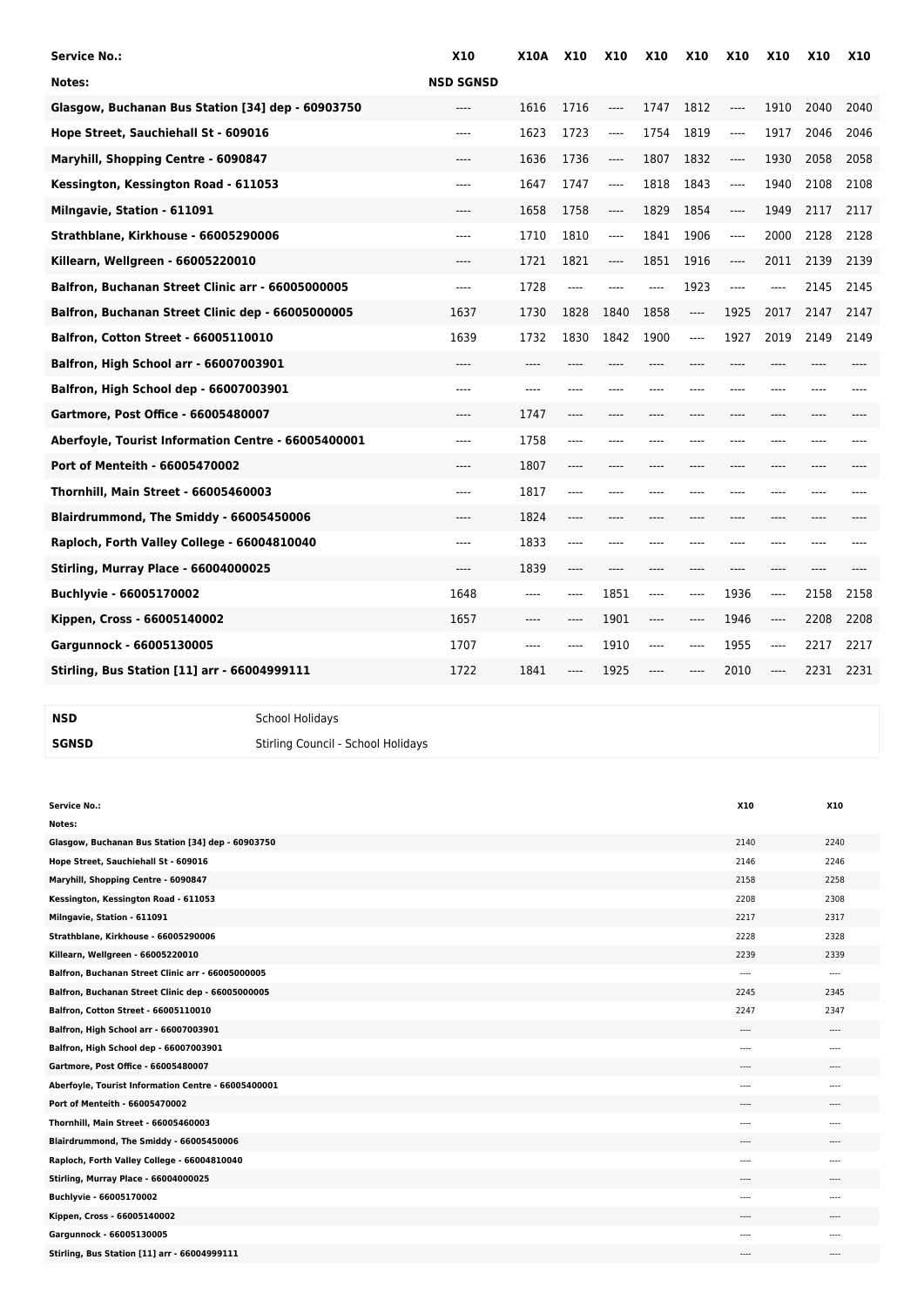| Service No.: | X10 | X10A | X10 | X10 | X10 | X10 | X10 | X10 | X10 | X10 |
|---|---|---|---|---|---|---|---|---|---|---|
| Notes: | NSD | SGNSD | | | | | | | | |
| Glasgow, Buchanan Bus Station [34] dep - 60903750 | ---- | 1616 | 1716 | ---- | 1747 | 1812 | ---- | 1910 | 2040 | 2040 |
| Hope Street, Sauchiehall St - 609016 | ---- | 1623 | 1723 | ---- | 1754 | 1819 | ---- | 1917 | 2046 | 2046 |
| Maryhill, Shopping Centre - 6090847 | ---- | 1636 | 1736 | ---- | 1807 | 1832 | ---- | 1930 | 2058 | 2058 |
| Kessington, Kessington Road - 611053 | ---- | 1647 | 1747 | ---- | 1818 | 1843 | ---- | 1940 | 2108 | 2108 |
| Milngavie, Station - 611091 | ---- | 1658 | 1758 | ---- | 1829 | 1854 | ---- | 1949 | 2117 | 2117 |
| Strathblane, Kirkhouse - 66005290006 | ---- | 1710 | 1810 | ---- | 1841 | 1906 | ---- | 2000 | 2128 | 2128 |
| Killearn, Wellgreen - 66005220010 | ---- | 1721 | 1821 | ---- | 1851 | 1916 | ---- | 2011 | 2139 | 2139 |
| Balfron, Buchanan Street Clinic arr - 66005000005 | ---- | 1728 | ---- | ---- | ---- | 1923 | ---- | ---- | 2145 | 2145 |
| Balfron, Buchanan Street Clinic dep - 66005000005 | 1637 | 1730 | 1828 | 1840 | 1858 | ---- | 1925 | 2017 | 2147 | 2147 |
| Balfron, Cotton Street - 66005110010 | 1639 | 1732 | 1830 | 1842 | 1900 | ---- | 1927 | 2019 | 2149 | 2149 |
| Balfron, High School arr - 66007003901 | ---- | ---- | ---- | ---- | ---- | ---- | ---- | ---- | ---- | ---- |
| Balfron, High School dep - 66007003901 | ---- | ---- | ---- | ---- | ---- | ---- | ---- | ---- | ---- | ---- |
| Gartmore, Post Office - 66005480007 | ---- | 1747 | ---- | ---- | ---- | ---- | ---- | ---- | ---- | ---- |
| Aberfoyle, Tourist Information Centre - 66005400001 | ---- | 1758 | ---- | ---- | ---- | ---- | ---- | ---- | ---- | ---- |
| Port of Menteith - 66005470002 | ---- | 1807 | ---- | ---- | ---- | ---- | ---- | ---- | ---- | ---- |
| Thornhill, Main Street - 66005460003 | ---- | 1817 | ---- | ---- | ---- | ---- | ---- | ---- | ---- | ---- |
| Blairdrummond, The Smiddy - 66005450006 | ---- | 1824 | ---- | ---- | ---- | ---- | ---- | ---- | ---- | ---- |
| Raploch, Forth Valley College - 66004810040 | ---- | 1833 | ---- | ---- | ---- | ---- | ---- | ---- | ---- | ---- |
| Stirling, Murray Place - 66004000025 | ---- | 1839 | ---- | ---- | ---- | ---- | ---- | ---- | ---- | ---- |
| Buchlyvie - 66005170002 | 1648 | ---- | ---- | 1851 | ---- | ---- | 1936 | ---- | 2158 | 2158 |
| Kippen, Cross - 66005140002 | 1657 | ---- | ---- | 1901 | ---- | ---- | 1946 | ---- | 2208 | 2208 |
| Gargunnock - 66005130005 | 1707 | ---- | ---- | 1910 | ---- | ---- | 1955 | ---- | 2217 | 2217 |
| Stirling, Bus Station [11] arr - 66004999111 | 1722 | 1841 | ---- | 1925 | ---- | ---- | 2010 | ---- | 2231 | 2231 |

| | |
|---|---|
| NSD | School Holidays |
| SGNSD | Stirling Council - School Holidays |

| Service No.: | X10 | X10 |
|---|---|---|
| Notes: | | |
| Glasgow, Buchanan Bus Station [34] dep - 60903750 | 2140 | 2240 |
| Hope Street, Sauchiehall St - 609016 | 2146 | 2246 |
| Maryhill, Shopping Centre - 6090847 | 2158 | 2258 |
| Kessington, Kessington Road - 611053 | 2208 | 2308 |
| Milngavie, Station - 611091 | 2217 | 2317 |
| Strathblane, Kirkhouse - 66005290006 | 2228 | 2328 |
| Killearn, Wellgreen - 66005220010 | 2239 | 2339 |
| Balfron, Buchanan Street Clinic arr - 66005000005 | ---- | ---- |
| Balfron, Buchanan Street Clinic dep - 66005000005 | 2245 | 2345 |
| Balfron, Cotton Street - 66005110010 | 2247 | 2347 |
| Balfron, High School arr - 66007003901 | ---- | ---- |
| Balfron, High School dep - 66007003901 | ---- | ---- |
| Gartmore, Post Office - 66005480007 | ---- | ---- |
| Aberfoyle, Tourist Information Centre - 66005400001 | ---- | ---- |
| Port of Menteith - 66005470002 | ---- | ---- |
| Thornhill, Main Street - 66005460003 | ---- | ---- |
| Blairdrummond, The Smiddy - 66005450006 | ---- | ---- |
| Raploch, Forth Valley College - 66004810040 | ---- | ---- |
| Stirling, Murray Place - 66004000025 | ---- | ---- |
| Buchlyvie - 66005170002 | ---- | ---- |
| Kippen, Cross - 66005140002 | ---- | ---- |
| Gargunnock - 66005130005 | ---- | ---- |
| Stirling, Bus Station [11] arr - 66004999111 | ---- | ---- |